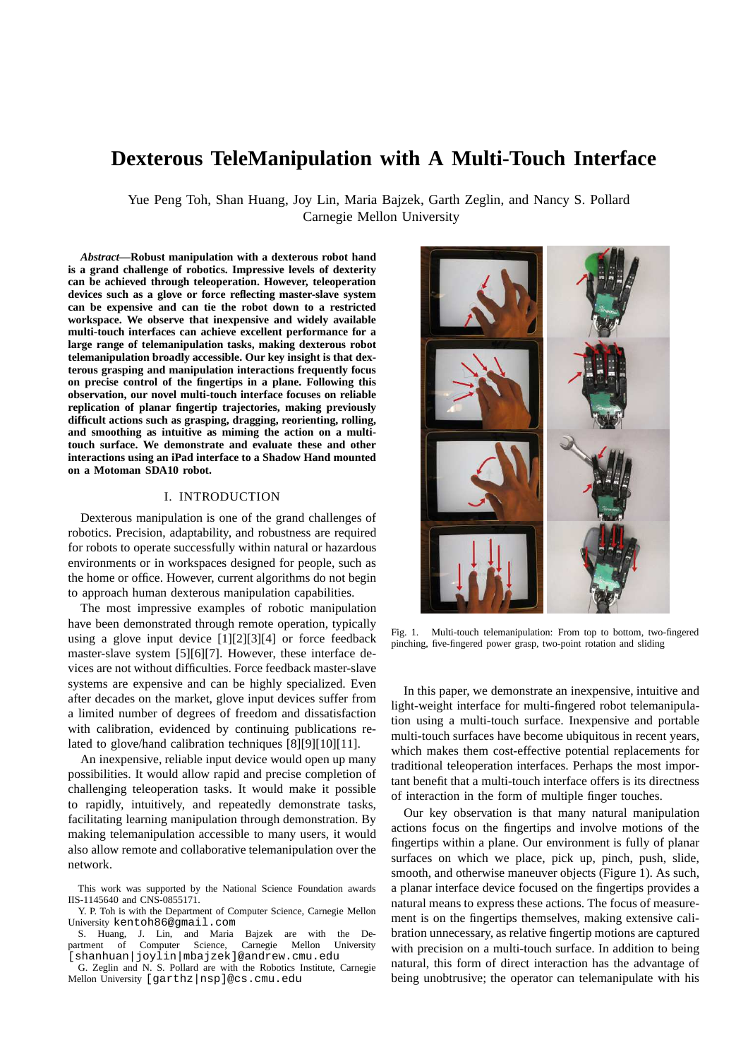# Dexterous TeleManipulation with A Multi-Touch Interface

Yue Peng Toh, Shan Huang, Joy Lin, Maria Bajzek, Garth Zeglin, and Nancy S. Pollard
Carnegie Mellon University

***Abstract*—Robust manipulation with a dexterous robot hand is a grand challenge of robotics. Impressive levels of dexterity can be achieved through teleoperation. However, teleoperation devices such as a glove or force reflecting master-slave system can be expensive and can tie the robot down to a restricted workspace. We observe that inexpensive and widely available multi-touch interfaces can achieve excellent performance for a large range of telemanipulation tasks, making dexterous robot telemanipulation broadly accessible. Our key insight is that dexterous grasping and manipulation interactions frequently focus on precise control of the fingertips in a plane. Following this observation, our novel multi-touch interface focuses on reliable replication of planar fingertip trajectories, making previously difficult actions such as grasping, dragging, reorienting, rolling, and smoothing as intuitive as miming the action on a multi-touch surface. We demonstrate and evaluate these and other interactions using an iPad interface to a Shadow Hand mounted on a Motoman SDA10 robot.**

## I. INTRODUCTION

Dexterous manipulation is one of the grand challenges of robotics. Precision, adaptability, and robustness are required for robots to operate successfully within natural or hazardous environments or in workspaces designed for people, such as the home or office. However, current algorithms do not begin to approach human dexterous manipulation capabilities.

The most impressive examples of robotic manipulation have been demonstrated through remote operation, typically using a glove input device [1][2][3][4] or force feedback master-slave system [5][6][7]. However, these interface devices are not without difficulties. Force feedback master-slave systems are expensive and can be highly specialized. Even after decades on the market, glove input devices suffer from a limited number of degrees of freedom and dissatisfaction with calibration, evidenced by continuing publications related to glove/hand calibration techniques [8][9][10][11].

An inexpensive, reliable input device would open up many possibilities. It would allow rapid and precise completion of challenging teleoperation tasks. It would make it possible to rapidly, intuitively, and repeatedly demonstrate tasks, facilitating learning manipulation through demonstration. By making telemanipulation accessible to many users, it would also allow remote and collaborative telemanipulation over the network.

This work was supported by the National Science Foundation awards IIS-1145640 and CNS-0855171.

Y. P. Toh is with the Department of Computer Science, Carnegie Mellon University kentoh86@gmail.com

S. Huang, J. Lin, and Maria Bajzek are with the Department of Computer Science, Carnegie Mellon University [shanhuan|joylin|mbajzek]@andrew.cmu.edu

G. Zeglin and N. S. Pollard are with the Robotics Institute, Carnegie Mellon University [garthz|nsp]@cs.cmu.edu

Fig. 1. Multi-touch telemanipulation: From top to bottom, two-fingered pinching, five-fingered power grasp, two-point rotation and sliding

In this paper, we demonstrate an inexpensive, intuitive and light-weight interface for multi-fingered robot telemanipulation using a multi-touch surface. Inexpensive and portable multi-touch surfaces have become ubiquitous in recent years, which makes them cost-effective potential replacements for traditional teleoperation interfaces. Perhaps the most important benefit that a multi-touch interface offers is its directness of interaction in the form of multiple finger touches.

Our key observation is that many natural manipulation actions focus on the fingertips and involve motions of the fingertips within a plane. Our environment is fully of planar surfaces on which we place, pick up, pinch, push, slide, smooth, and otherwise maneuver objects (Figure 1). As such, a planar interface device focused on the fingertips provides a natural means to express these actions. The focus of measurement is on the fingertips themselves, making extensive calibration unnecessary, as relative fingertip motions are captured with precision on a multi-touch surface. In addition to being natural, this form of direct interaction has the advantage of being unobtrusive; the operator can telemanipulate with his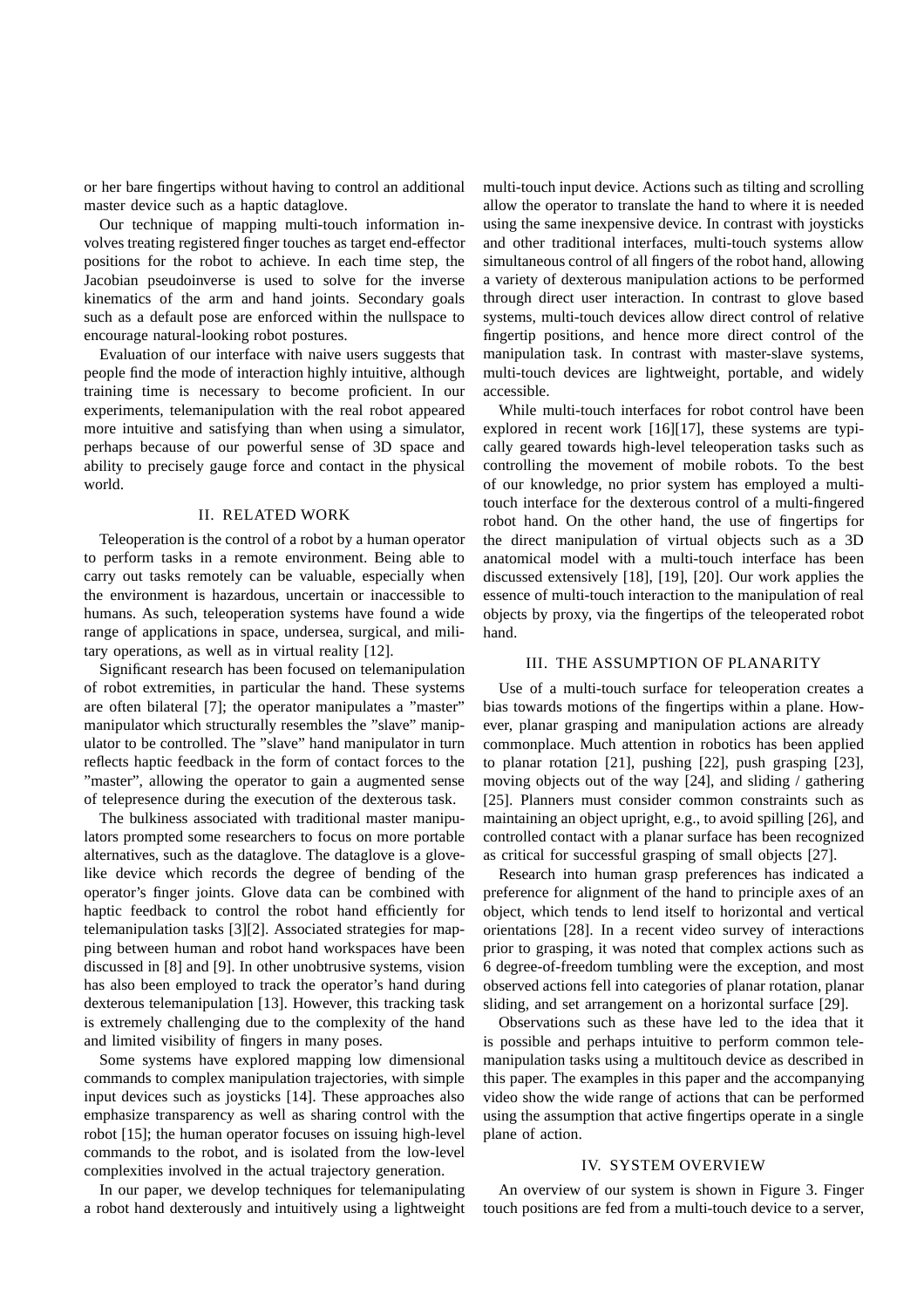or her bare fingertips without having to control an additional master device such as a haptic dataglove.

Our technique of mapping multi-touch information involves treating registered finger touches as target end-effector positions for the robot to achieve. In each time step, the Jacobian pseudoinverse is used to solve for the inverse kinematics of the arm and hand joints. Secondary goals such as a default pose are enforced within the nullspace to encourage natural-looking robot postures.

Evaluation of our interface with naive users suggests that people find the mode of interaction highly intuitive, although training time is necessary to become proficient. In our experiments, telemanipulation with the real robot appeared more intuitive and satisfying than when using a simulator, perhaps because of our powerful sense of 3D space and ability to precisely gauge force and contact in the physical world.

## II. RELATED WORK

Teleoperation is the control of a robot by a human operator to perform tasks in a remote environment. Being able to carry out tasks remotely can be valuable, especially when the environment is hazardous, uncertain or inaccessible to humans. As such, teleoperation systems have found a wide range of applications in space, undersea, surgical, and military operations, as well as in virtual reality [12].

Significant research has been focused on telemanipulation of robot extremities, in particular the hand. These systems are often bilateral [7]; the operator manipulates a "master" manipulator which structurally resembles the "slave" manipulator to be controlled. The "slave" hand manipulator in turn reflects haptic feedback in the form of contact forces to the "master", allowing the operator to gain a augmented sense of telepresence during the execution of the dexterous task.

The bulkiness associated with traditional master manipulators prompted some researchers to focus on more portable alternatives, such as the dataglove. The dataglove is a glove-like device which records the degree of bending of the operator's finger joints. Glove data can be combined with haptic feedback to control the robot hand efficiently for telemanipulation tasks [3][2]. Associated strategies for mapping between human and robot hand workspaces have been discussed in [8] and [9]. In other unobtrusive systems, vision has also been employed to track the operator's hand during dexterous telemanipulation [13]. However, this tracking task is extremely challenging due to the complexity of the hand and limited visibility of fingers in many poses.

Some systems have explored mapping low dimensional commands to complex manipulation trajectories, with simple input devices such as joysticks [14]. These approaches also emphasize transparency as well as sharing control with the robot [15]; the human operator focuses on issuing high-level commands to the robot, and is isolated from the low-level complexities involved in the actual trajectory generation.

In our paper, we develop techniques for telemanipulating a robot hand dexterously and intuitively using a lightweight multi-touch input device. Actions such as tilting and scrolling allow the operator to translate the hand to where it is needed using the same inexpensive device. In contrast with joysticks and other traditional interfaces, multi-touch systems allow simultaneous control of all fingers of the robot hand, allowing a variety of dexterous manipulation actions to be performed through direct user interaction. In contrast to glove based systems, multi-touch devices allow direct control of relative fingertip positions, and hence more direct control of the manipulation task. In contrast with master-slave systems, multi-touch devices are lightweight, portable, and widely accessible.

While multi-touch interfaces for robot control have been explored in recent work [16][17], these systems are typically geared towards high-level teleoperation tasks such as controlling the movement of mobile robots. To the best of our knowledge, no prior system has employed a multi-touch interface for the dexterous control of a multi-fingered robot hand. On the other hand, the use of fingertips for the direct manipulation of virtual objects such as a 3D anatomical model with a multi-touch interface has been discussed extensively [18], [19], [20]. Our work applies the essence of multi-touch interaction to the manipulation of real objects by proxy, via the fingertips of the teleoperated robot hand.

## III. THE ASSUMPTION OF PLANARITY

Use of a multi-touch surface for teleoperation creates a bias towards motions of the fingertips within a plane. However, planar grasping and manipulation actions are already commonplace. Much attention in robotics has been applied to planar rotation [21], pushing [22], push grasping [23], moving objects out of the way [24], and sliding / gathering [25]. Planners must consider common constraints such as maintaining an object upright, e.g., to avoid spilling [26], and controlled contact with a planar surface has been recognized as critical for successful grasping of small objects [27].

Research into human grasp preferences has indicated a preference for alignment of the hand to principle axes of an object, which tends to lend itself to horizontal and vertical orientations [28]. In a recent video survey of interactions prior to grasping, it was noted that complex actions such as 6 degree-of-freedom tumbling were the exception, and most observed actions fell into categories of planar rotation, planar sliding, and set arrangement on a horizontal surface [29].

Observations such as these have led to the idea that it is possible and perhaps intuitive to perform common telemanipulation tasks using a multitouch device as described in this paper. The examples in this paper and the accompanying video show the wide range of actions that can be performed using the assumption that active fingertips operate in a single plane of action.

## IV. SYSTEM OVERVIEW

An overview of our system is shown in Figure 3. Finger touch positions are fed from a multi-touch device to a server,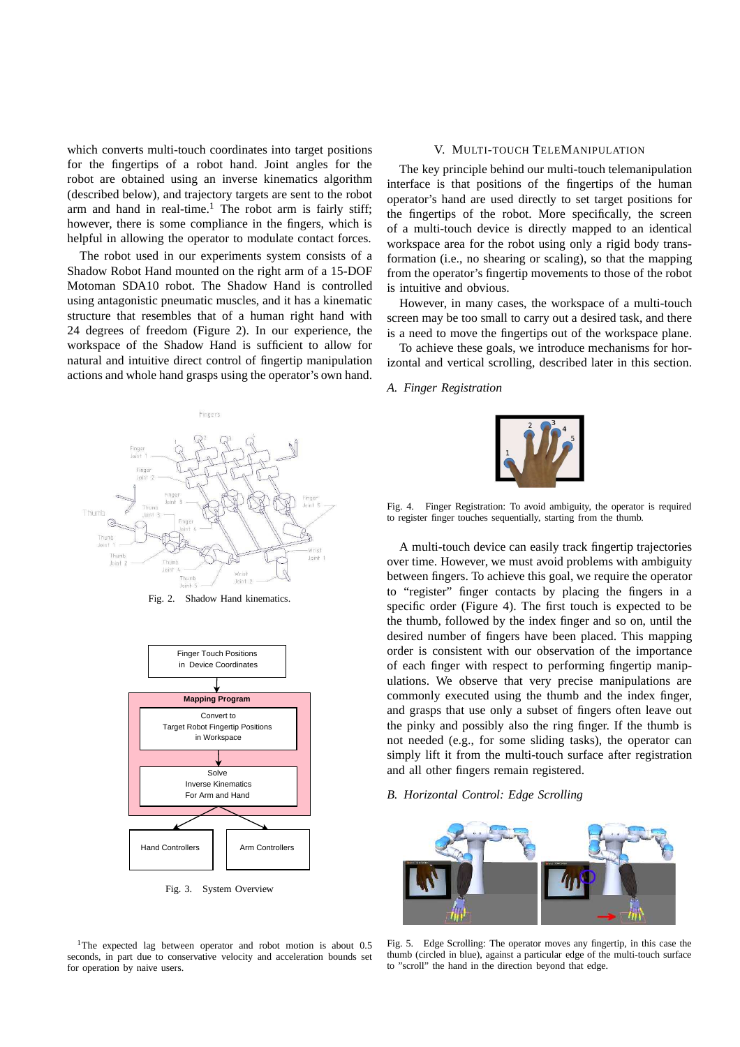which converts multi-touch coordinates into target positions for the fingertips of a robot hand. Joint angles for the robot are obtained using an inverse kinematics algorithm (described below), and trajectory targets are sent to the robot arm and hand in real-time.[1] The robot arm is fairly stiff; however, there is some compliance in the fingers, which is helpful in allowing the operator to modulate contact forces.

The robot used in our experiments system consists of a Shadow Robot Hand mounted on the right arm of a 15-DOF Motoman SDA10 robot. The Shadow Hand is controlled using antagonistic pneumatic muscles, and it has a kinematic structure that resembles that of a human right hand with 24 degrees of freedom (Figure 2). In our experience, the workspace of the Shadow Hand is sufficient to allow for natural and intuitive direct control of fingertip manipulation actions and whole hand grasps using the operator's own hand.

Fig. 2. Shadow Hand kinematics.

Fig. 3. System Overview

[1]The expected lag between operator and robot motion is about 0.5 seconds, in part due to conservative velocity and acceleration bounds set for operation by naive users.

## V. Multi-touch Telemanipulation

The key principle behind our multi-touch telemanipulation interface is that positions of the fingertips of the human operator's hand are used directly to set target positions for the fingertips of the robot. More specifically, the screen of a multi-touch device is directly mapped to an identical workspace area for the robot using only a rigid body transformation (i.e., no shearing or scaling), so that the mapping from the operator's fingertip movements to those of the robot is intuitive and obvious.

However, in many cases, the workspace of a multi-touch screen may be too small to carry out a desired task, and there is a need to move the fingertips out of the workspace plane.

To achieve these goals, we introduce mechanisms for horizontal and vertical scrolling, described later in this section.

### *A. Finger Registration*

Fig. 4. Finger Registration: To avoid ambiguity, the operator is required to register finger touches sequentially, starting from the thumb.

A multi-touch device can easily track fingertip trajectories over time. However, we must avoid problems with ambiguity between fingers. To achieve this goal, we require the operator to "register" finger contacts by placing the fingers in a specific order (Figure 4). The first touch is expected to be the thumb, followed by the index finger and so on, until the desired number of fingers have been placed. This mapping order is consistent with our observation of the importance of each finger with respect to performing fingertip manipulations. We observe that very precise manipulations are commonly executed using the thumb and the index finger, and grasps that use only a subset of fingers often leave out the pinky and possibly also the ring finger. If the thumb is not needed (e.g., for some sliding tasks), the operator can simply lift it from the multi-touch surface after registration and all other fingers remain registered.

### *B. Horizontal Control: Edge Scrolling*

Fig. 5. Edge Scrolling: The operator moves any fingertip, in this case the thumb (circled in blue), against a particular edge of the multi-touch surface to "scroll" the hand in the direction beyond that edge.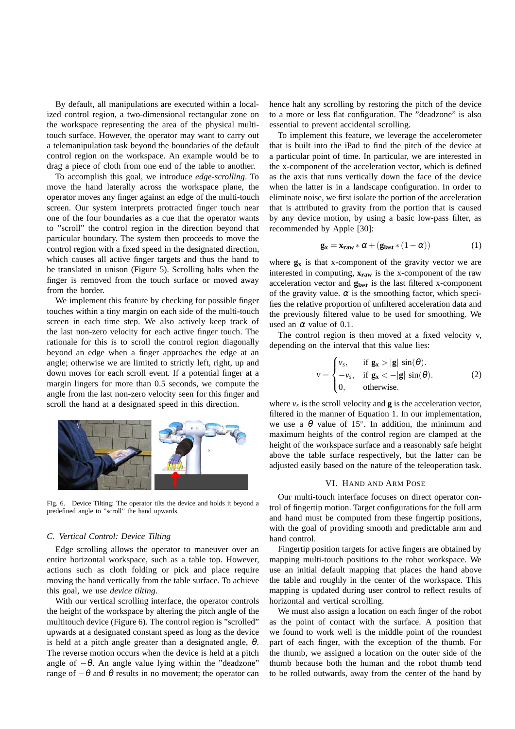By default, all manipulations are executed within a localized control region, a two-dimensional rectangular zone on the workspace representing the area of the physical multi-touch surface. However, the operator may want to carry out a telemanipulation task beyond the boundaries of the default control region on the workspace. An example would be to drag a piece of cloth from one end of the table to another.

To accomplish this goal, we introduce *edge-scrolling*. To move the hand laterally across the workspace plane, the operator moves any finger against an edge of the multi-touch screen. Our system interprets protracted finger touch near one of the four boundaries as a cue that the operator wants to "scroll" the control region in the direction beyond that particular boundary. The system then proceeds to move the control region with a fixed speed in the designated direction, which causes all active finger targets and thus the hand to be translated in unison (Figure 5). Scrolling halts when the finger is removed from the touch surface or moved away from the border.

We implement this feature by checking for possible finger touches within a tiny margin on each side of the multi-touch screen in each time step. We also actively keep track of the last non-zero velocity for each active finger touch. The rationale for this is to scroll the control region diagonally beyond an edge when a finger approaches the edge at an angle; otherwise we are limited to strictly left, right, up and down moves for each scroll event. If a potential finger at a margin lingers for more than 0.5 seconds, we compute the angle from the last non-zero velocity seen for this finger and scroll the hand at a designated speed in this direction.

Fig. 6. Device Tilting: The operator tilts the device and holds it beyond a predefined angle to "scroll" the hand upwards.

### C. Vertical Control: Device Tilting

Edge scrolling allows the operator to maneuver over an entire horizontal workspace, such as a table top. However, actions such as cloth folding or pick and place require moving the hand vertically from the table surface. To achieve this goal, we use *device tilting*.

With our vertical scrolling interface, the operator controls the height of the workspace by altering the pitch angle of the multitouch device (Figure 6). The control region is "scrolled" upwards at a designated constant speed as long as the device is held at a pitch angle greater than a designated angle, $\theta$. The reverse motion occurs when the device is held at a pitch angle of $-\theta$. An angle value lying within the "deadzone" range of $-\theta$ and $\theta$ results in no movement; the operator can hence halt any scrolling by restoring the pitch of the device to a more or less flat configuration. The "deadzone" is also essential to prevent accidental scrolling.

To implement this feature, we leverage the accelerometer that is built into the iPad to find the pitch of the device at a particular point of time. In particular, we are interested in the x-component of the acceleration vector, which is defined as the axis that runs vertically down the face of the device when the latter is in a landscape configuration. In order to eliminate noise, we first isolate the portion of the acceleration that is attributed to gravity from the portion that is caused by any device motion, by using a basic low-pass filter, as recommended by Apple [30]:

$$\mathbf{g_x} = \mathbf{x_{raw}} * \alpha + (\mathbf{g_{last}} * (1 - \alpha)) \tag{1}$$

where $\mathbf{g_x}$ is that x-component of the gravity vector we are interested in computing, $\mathbf{x_{raw}}$ is the x-component of the raw acceleration vector and $\mathbf{g_{last}}$ is the last filtered x-component of the gravity value. $\alpha$ is the smoothing factor, which specifies the relative proportion of unfiltered acceleration data and the previously filtered value to be used for smoothing. We used an $\alpha$ value of 0.1.

The control region is then moved at a fixed velocity v, depending on the interval that this value lies:

$$v = \begin{cases} v_s, & \text{if } \mathbf{g_x} > |\mathbf{g}| \sin(\theta). \\ -v_s, & \text{if } \mathbf{g_x} < -|\mathbf{g}| \sin(\theta). \\ 0, & \text{otherwise}. \end{cases} \tag{2}$$

where $v_s$ is the scroll velocity and $\mathbf{g}$ is the acceleration vector, filtered in the manner of Equation 1. In our implementation, we use a $\theta$ value of 15°. In addition, the minimum and maximum heights of the control region are clamped at the height of the workspace surface and a reasonably safe height above the table surface respectively, but the latter can be adjusted easily based on the nature of the teleoperation task.

## VI. Hand and Arm Pose

Our multi-touch interface focuses on direct operator control of fingertip motion. Target configurations for the full arm and hand must be computed from these fingertip positions, with the goal of providing smooth and predictable arm and hand control.

Fingertip position targets for active fingers are obtained by mapping multi-touch positions to the robot workspace. We use an initial default mapping that places the hand above the table and roughly in the center of the workspace. This mapping is updated during user control to reflect results of horizontal and vertical scrolling.

We must also assign a location on each finger of the robot as the point of contact with the surface. A position that we found to work well is the middle point of the roundest part of each finger, with the exception of the thumb. For the thumb, we assigned a location on the outer side of the thumb because both the human and the robot thumb tend to be rolled outwards, away from the center of the hand by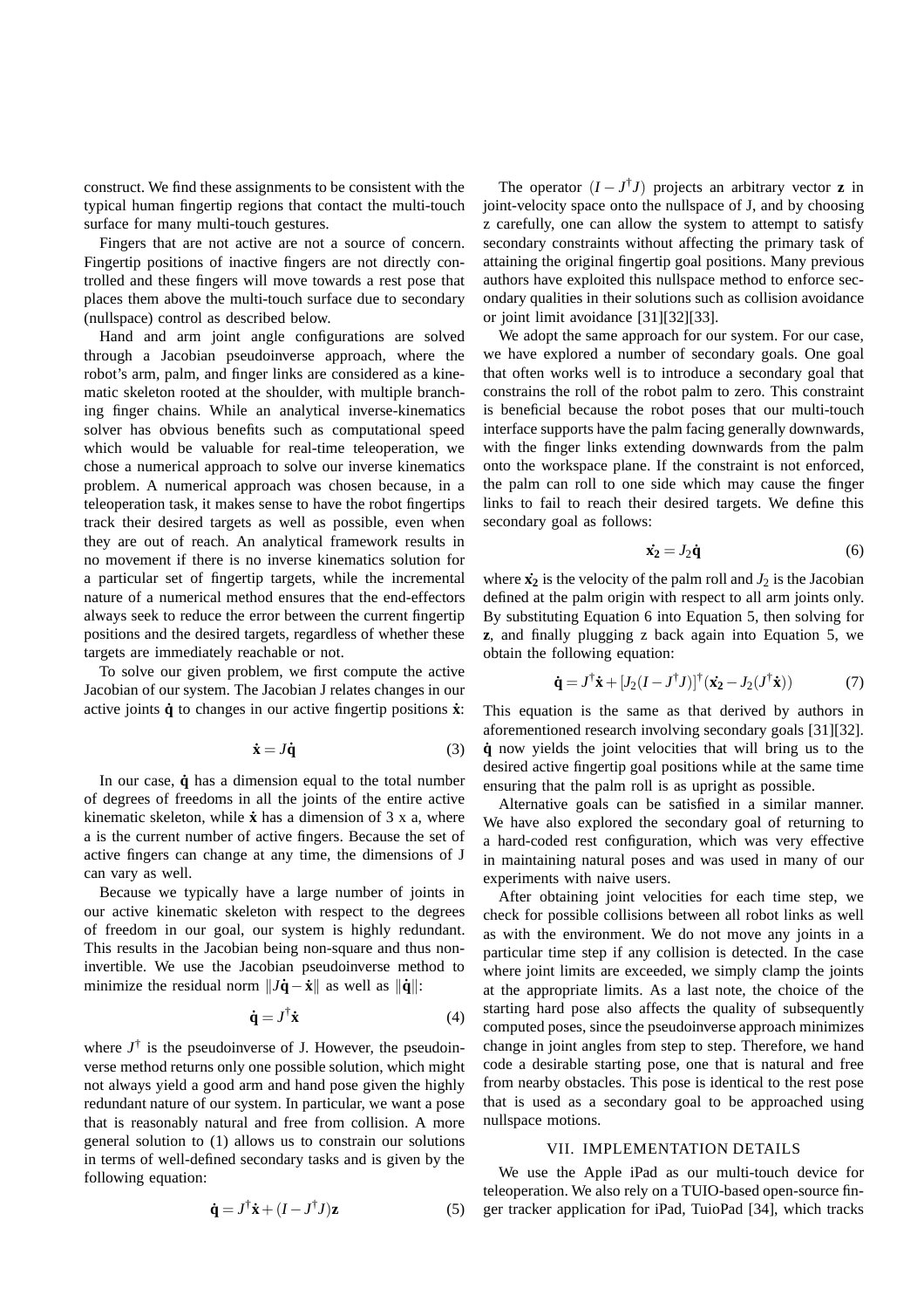construct. We find these assignments to be consistent with the typical human fingertip regions that contact the multi-touch surface for many multi-touch gestures.

Fingers that are not active are not a source of concern. Fingertip positions of inactive fingers are not directly controlled and these fingers will move towards a rest pose that places them above the multi-touch surface due to secondary (nullspace) control as described below.

Hand and arm joint angle configurations are solved through a Jacobian pseudoinverse approach, where the robot's arm, palm, and finger links are considered as a kinematic skeleton rooted at the shoulder, with multiple branching finger chains. While an analytical inverse-kinematics solver has obvious benefits such as computational speed which would be valuable for real-time teleoperation, we chose a numerical approach to solve our inverse kinematics problem. A numerical approach was chosen because, in a teleoperation task, it makes sense to have the robot fingertips track their desired targets as well as possible, even when they are out of reach. An analytical framework results in no movement if there is no inverse kinematics solution for a particular set of fingertip targets, while the incremental nature of a numerical method ensures that the end-effectors always seek to reduce the error between the current fingertip positions and the desired targets, regardless of whether these targets are immediately reachable or not.

To solve our given problem, we first compute the active Jacobian of our system. The Jacobian J relates changes in our active joints $\dot{\mathbf{q}}$ to changes in our active fingertip positions $\dot{\mathbf{x}}$:

$$\dot{\mathbf{x}} = J\dot{\mathbf{q}} \tag{3}$$

In our case, $\dot{\mathbf{q}}$ has a dimension equal to the total number of degrees of freedoms in all the joints of the entire active kinematic skeleton, while $\dot{\mathbf{x}}$ has a dimension of 3 x a, where a is the current number of active fingers. Because the set of active fingers can change at any time, the dimensions of J can vary as well.

Because we typically have a large number of joints in our active kinematic skeleton with respect to the degrees of freedom in our goal, our system is highly redundant. This results in the Jacobian being non-square and thus non-invertible. We use the Jacobian pseudoinverse method to minimize the residual norm $\|J\dot{\mathbf{q}} - \dot{\mathbf{x}}\|$ as well as $\|\dot{\mathbf{q}}\|$:

$$\dot{\mathbf{q}} = J^{\dagger}\dot{\mathbf{x}} \tag{4}$$

where $J^{\dagger}$ is the pseudoinverse of J. However, the pseudoinverse method returns only one possible solution, which might not always yield a good arm and hand pose given the highly redundant nature of our system. In particular, we want a pose that is reasonably natural and free from collision. A more general solution to (1) allows us to constrain our solutions in terms of well-defined secondary tasks and is given by the following equation:

$$\dot{\mathbf{q}} = J^{\dagger}\dot{\mathbf{x}} + (I - J^{\dagger}J)\mathbf{z} \tag{5}$$

The operator $(I - J^{\dagger}J)$ projects an arbitrary vector $\mathbf{z}$ in joint-velocity space onto the nullspace of J, and by choosing z carefully, one can allow the system to attempt to satisfy secondary constraints without affecting the primary task of attaining the original fingertip goal positions. Many previous authors have exploited this nullspace method to enforce secondary qualities in their solutions such as collision avoidance or joint limit avoidance [31][32][33].

We adopt the same approach for our system. For our case, we have explored a number of secondary goals. One goal that often works well is to introduce a secondary goal that constrains the roll of the robot palm to zero. This constraint is beneficial because the robot poses that our multi-touch interface supports have the palm facing generally downwards, with the finger links extending downwards from the palm onto the workspace plane. If the constraint is not enforced, the palm can roll to one side which may cause the finger links to fail to reach their desired targets. We define this secondary goal as follows:

$$\dot{\mathbf{x}}_{\mathbf{2}} = J_2\dot{\mathbf{q}} \tag{6}$$

where $\dot{\mathbf{x}}_{\mathbf{2}}$ is the velocity of the palm roll and $J_2$ is the Jacobian defined at the palm origin with respect to all arm joints only. By substituting Equation 6 into Equation 5, then solving for $\mathbf{z}$, and finally plugging z back again into Equation 5, we obtain the following equation:

$$\dot{\mathbf{q}} = J^{\dagger}\dot{\mathbf{x}} + [J_2(I - J^{\dagger}J)]^{\dagger}(\dot{\mathbf{x}}_{\mathbf{2}} - J_2(J^{\dagger}\dot{\mathbf{x}})) \tag{7}$$

This equation is the same as that derived by authors in aforementioned research involving secondary goals [31][32]. $\dot{\mathbf{q}}$ now yields the joint velocities that will bring us to the desired active fingertip goal positions while at the same time ensuring that the palm roll is as upright as possible.

Alternative goals can be satisfied in a similar manner. We have also explored the secondary goal of returning to a hard-coded rest configuration, which was very effective in maintaining natural poses and was used in many of our experiments with naive users.

After obtaining joint velocities for each time step, we check for possible collisions between all robot links as well as with the environment. We do not move any joints in a particular time step if any collision is detected. In the case where joint limits are exceeded, we simply clamp the joints at the appropriate limits. As a last note, the choice of the starting hard pose also affects the quality of subsequently computed poses, since the pseudoinverse approach minimizes change in joint angles from step to step. Therefore, we hand code a desirable starting pose, one that is natural and free from nearby obstacles. This pose is identical to the rest pose that is used as a secondary goal to be approached using nullspace motions.

## VII. IMPLEMENTATION DETAILS

We use the Apple iPad as our multi-touch device for teleoperation. We also rely on a TUIO-based open-source finger tracker application for iPad, TuioPad [34], which tracks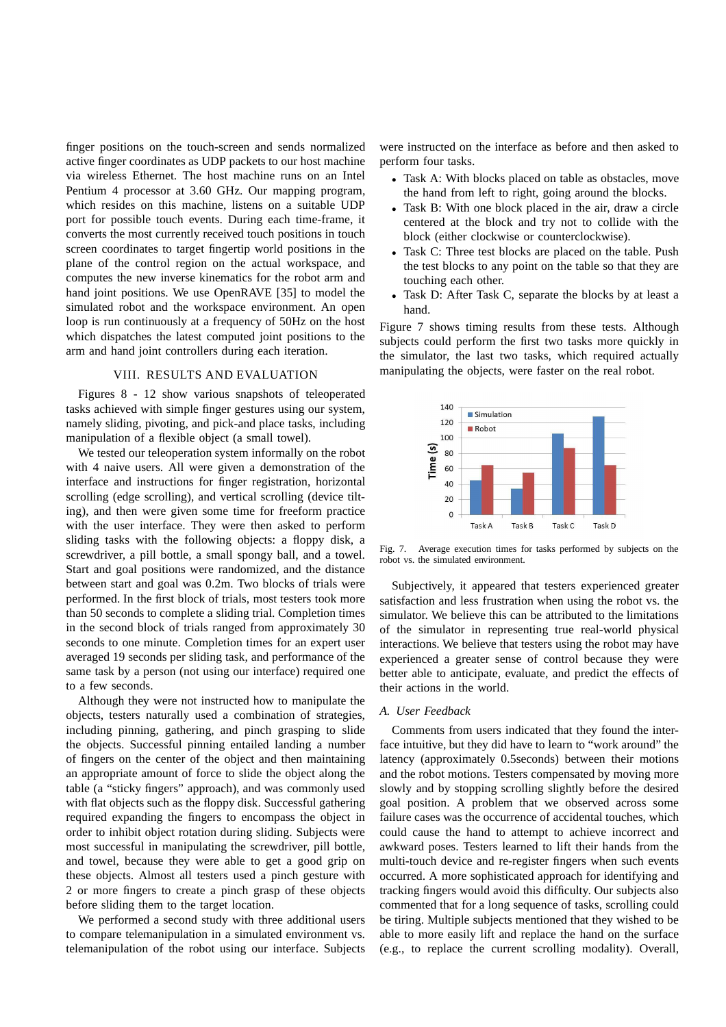finger positions on the touch-screen and sends normalized active finger coordinates as UDP packets to our host machine via wireless Ethernet. The host machine runs on an Intel Pentium 4 processor at 3.60 GHz. Our mapping program, which resides on this machine, listens on a suitable UDP port for possible touch events. During each time-frame, it converts the most currently received touch positions in touch screen coordinates to target fingertip world positions in the plane of the control region on the actual workspace, and computes the new inverse kinematics for the robot arm and hand joint positions. We use OpenRAVE [35] to model the simulated robot and the workspace environment. An open loop is run continuously at a frequency of 50Hz on the host which dispatches the latest computed joint positions to the arm and hand joint controllers during each iteration.

## VIII. Results and Evaluation

Figures 8 - 12 show various snapshots of teleoperated tasks achieved with simple finger gestures using our system, namely sliding, pivoting, and pick-and place tasks, including manipulation of a flexible object (a small towel).

We tested our teleoperation system informally on the robot with 4 naive users. All were given a demonstration of the interface and instructions for finger registration, horizontal scrolling (edge scrolling), and vertical scrolling (device tilting), and then were given some time for freeform practice with the user interface. They were then asked to perform sliding tasks with the following objects: a floppy disk, a screwdriver, a pill bottle, a small spongy ball, and a towel. Start and goal positions were randomized, and the distance between start and goal was 0.2m. Two blocks of trials were performed. In the first block of trials, most testers took more than 50 seconds to complete a sliding trial. Completion times in the second block of trials ranged from approximately 30 seconds to one minute. Completion times for an expert user averaged 19 seconds per sliding task, and performance of the same task by a person (not using our interface) required one to a few seconds.

Although they were not instructed how to manipulate the objects, testers naturally used a combination of strategies, including pinning, gathering, and pinch grasping to slide the objects. Successful pinning entailed landing a number of fingers on the center of the object and then maintaining an appropriate amount of force to slide the object along the table (a "sticky fingers" approach), and was commonly used with flat objects such as the floppy disk. Successful gathering required expanding the fingers to encompass the object in order to inhibit object rotation during sliding. Subjects were most successful in manipulating the screwdriver, pill bottle, and towel, because they were able to get a good grip on these objects. Almost all testers used a pinch gesture with 2 or more fingers to create a pinch grasp of these objects before sliding them to the target location.

We performed a second study with three additional users to compare telemanipulation in a simulated environment vs. telemanipulation of the robot using our interface. Subjects were instructed on the interface as before and then asked to perform four tasks.

- Task A: With blocks placed on table as obstacles, move the hand from left to right, going around the blocks.
- Task B: With one block placed in the air, draw a circle centered at the block and try not to collide with the block (either clockwise or counterclockwise).
- Task C: Three test blocks are placed on the table. Push the test blocks to any point on the table so that they are touching each other.
- Task D: After Task C, separate the blocks by at least a hand.

Figure 7 shows timing results from these tests. Although subjects could perform the first two tasks more quickly in the simulator, the last two tasks, which required actually manipulating the objects, were faster on the real robot.

Time (s)
0
20
40
60
80
100
120
140
Simulation
Robot
Task A
Task B
Task C
Task D

Fig. 7. Average execution times for tasks performed by subjects on the robot vs. the simulated environment.

Subjectively, it appeared that testers experienced greater satisfaction and less frustration when using the robot vs. the simulator. We believe this can be attributed to the limitations of the simulator in representing true real-world physical interactions. We believe that testers using the robot may have experienced a greater sense of control because they were better able to anticipate, evaluate, and predict the effects of their actions in the world.

### A. User Feedback

Comments from users indicated that they found the interface intuitive, but they did have to learn to "work around" the latency (approximately 0.5seconds) between their motions and the robot motions. Testers compensated by moving more slowly and by stopping scrolling slightly before the desired goal position. A problem that we observed across some failure cases was the occurrence of accidental touches, which could cause the hand to attempt to achieve incorrect and awkward poses. Testers learned to lift their hands from the multi-touch device and re-register fingers when such events occurred. A more sophisticated approach for identifying and tracking fingers would avoid this difficulty. Our subjects also commented that for a long sequence of tasks, scrolling could be tiring. Multiple subjects mentioned that they wished to be able to more easily lift and replace the hand on the surface (e.g., to replace the current scrolling modality). Overall,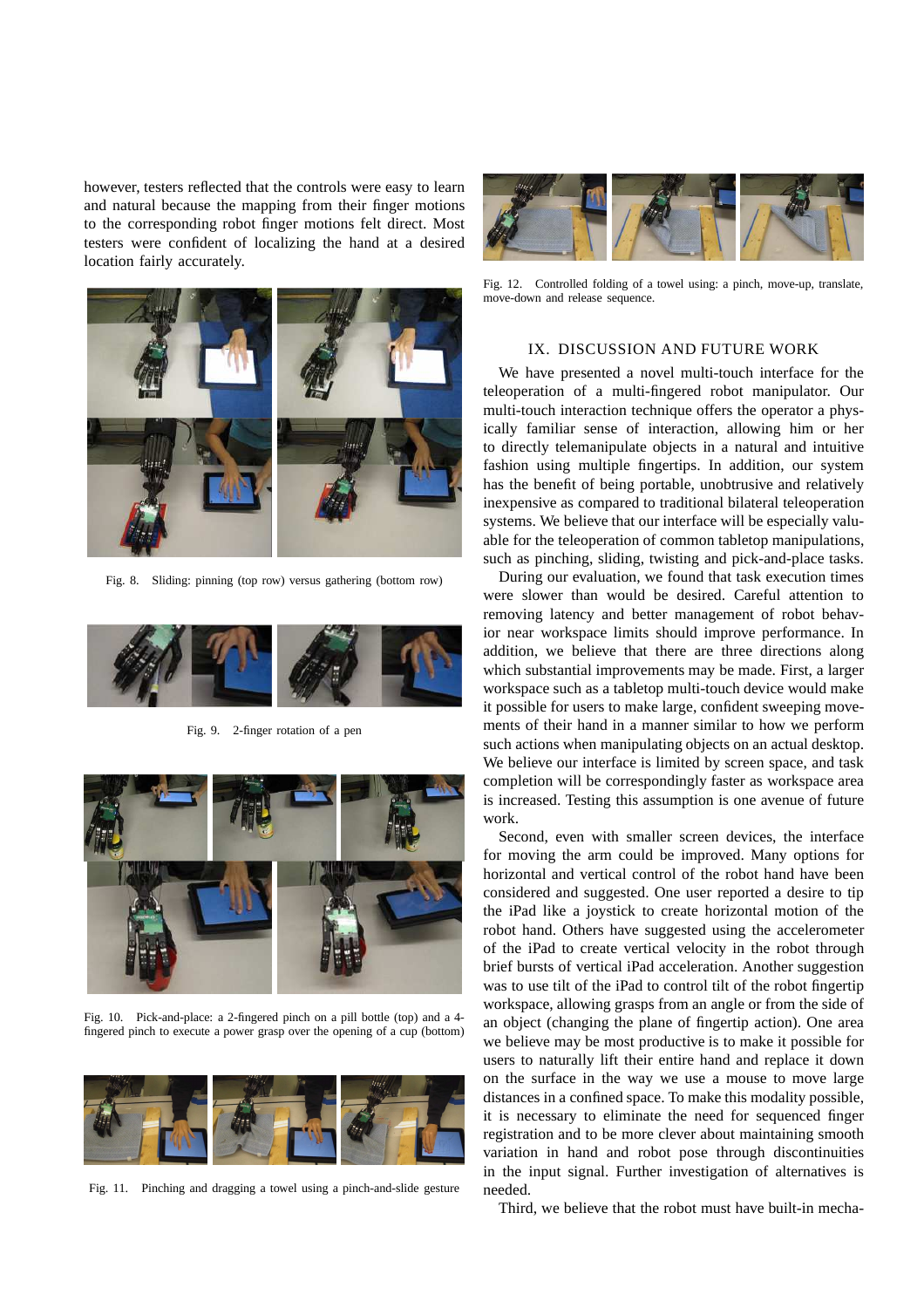however, testers reflected that the controls were easy to learn and natural because the mapping from their finger motions to the corresponding robot finger motions felt direct. Most testers were confident of localizing the hand at a desired location fairly accurately.

Fig. 8. Sliding: pinning (top row) versus gathering (bottom row)

Fig. 9. 2-finger rotation of a pen

Fig. 10. Pick-and-place: a 2-fingered pinch on a pill bottle (top) and a 4-fingered pinch to execute a power grasp over the opening of a cup (bottom)

Fig. 11. Pinching and dragging a towel using a pinch-and-slide gesture

Fig. 12. Controlled folding of a towel using: a pinch, move-up, translate, move-down and release sequence.

## IX. DISCUSSION AND FUTURE WORK

We have presented a novel multi-touch interface for the teleoperation of a multi-fingered robot manipulator. Our multi-touch interaction technique offers the operator a physically familiar sense of interaction, allowing him or her to directly telemanipulate objects in a natural and intuitive fashion using multiple fingertips. In addition, our system has the benefit of being portable, unobtrusive and relatively inexpensive as compared to traditional bilateral teleoperation systems. We believe that our interface will be especially valuable for the teleoperation of common tabletop manipulations, such as pinching, sliding, twisting and pick-and-place tasks.

During our evaluation, we found that task execution times were slower than would be desired. Careful attention to removing latency and better management of robot behavior near workspace limits should improve performance. In addition, we believe that there are three directions along which substantial improvements may be made. First, a larger workspace such as a tabletop multi-touch device would make it possible for users to make large, confident sweeping movements of their hand in a manner similar to how we perform such actions when manipulating objects on an actual desktop. We believe our interface is limited by screen space, and task completion will be correspondingly faster as workspace area is increased. Testing this assumption is one avenue of future work.

Second, even with smaller screen devices, the interface for moving the arm could be improved. Many options for horizontal and vertical control of the robot hand have been considered and suggested. One user reported a desire to tip the iPad like a joystick to create horizontal motion of the robot hand. Others have suggested using the accelerometer of the iPad to create vertical velocity in the robot through brief bursts of vertical iPad acceleration. Another suggestion was to use tilt of the iPad to control tilt of the robot fingertip workspace, allowing grasps from an angle or from the side of an object (changing the plane of fingertip action). One area we believe may be most productive is to make it possible for users to naturally lift their entire hand and replace it down on the surface in the way we use a mouse to move large distances in a confined space. To make this modality possible, it is necessary to eliminate the need for sequenced finger registration and to be more clever about maintaining smooth variation in hand and robot pose through discontinuities in the input signal. Further investigation of alternatives is needed.

Third, we believe that the robot must have built-in mecha-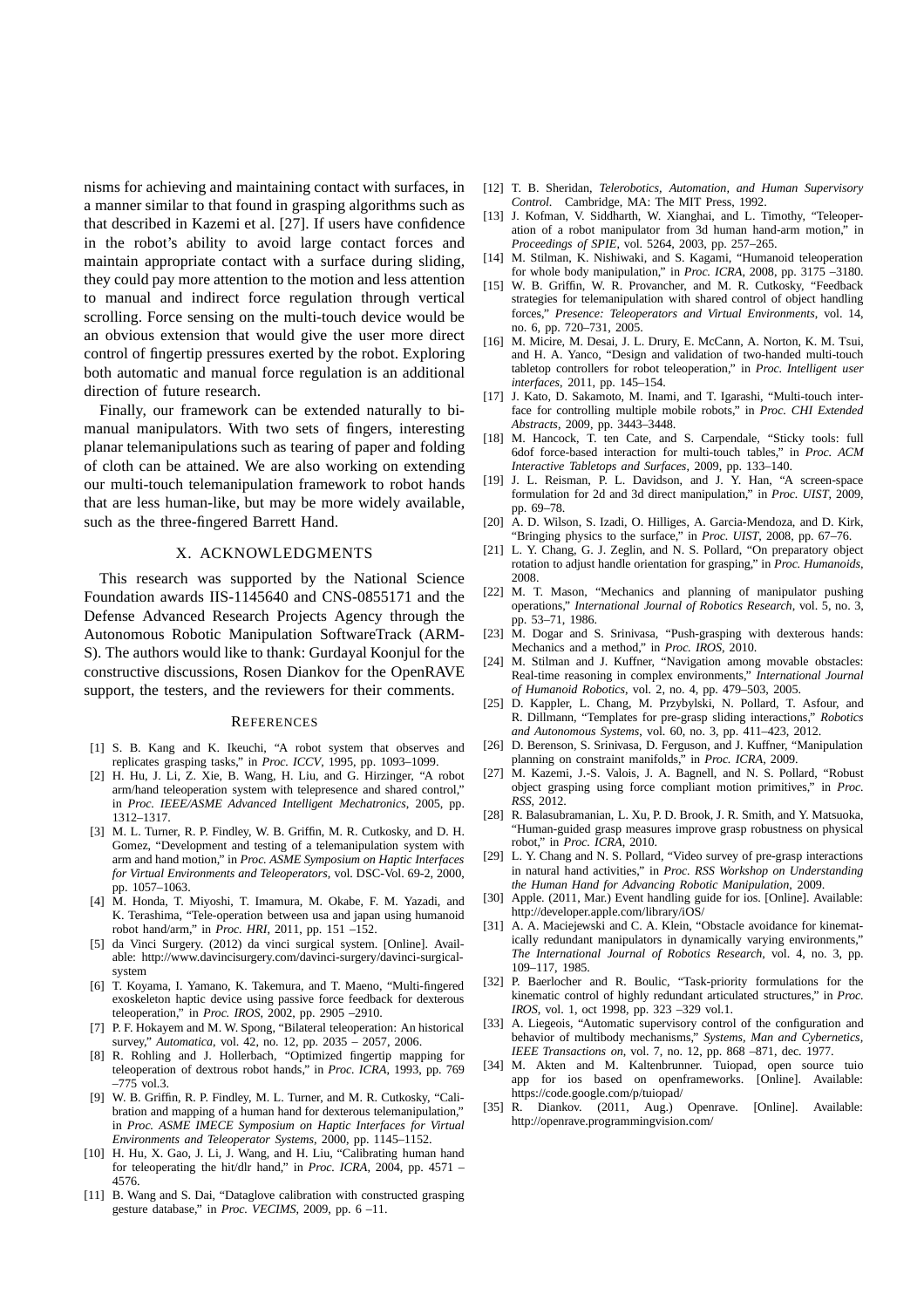nisms for achieving and maintaining contact with surfaces, in a manner similar to that found in grasping algorithms such as that described in Kazemi et al. [27]. If users have confidence in the robot's ability to avoid large contact forces and maintain appropriate contact with a surface during sliding, they could pay more attention to the motion and less attention to manual and indirect force regulation through vertical scrolling. Force sensing on the multi-touch device would be an obvious extension that would give the user more direct control of fingertip pressures exerted by the robot. Exploring both automatic and manual force regulation is an additional direction of future research.

Finally, our framework can be extended naturally to bi-manual manipulators. With two sets of fingers, interesting planar telemanipulations such as tearing of paper and folding of cloth can be attained. We are also working on extending our multi-touch telemanipulation framework to robot hands that are less human-like, but may be more widely available, such as the three-fingered Barrett Hand.

## X. ACKNOWLEDGMENTS

This research was supported by the National Science Foundation awards IIS-1145640 and CNS-0855171 and the Defense Advanced Research Projects Agency through the Autonomous Robotic Manipulation SoftwareTrack (ARM-S). The authors would like to thank: Gurdayal Koonjul for the constructive discussions, Rosen Diankov for the OpenRAVE support, the testers, and the reviewers for their comments.

## REFERENCES

[1] S. B. Kang and K. Ikeuchi, "A robot system that observes and replicates grasping tasks," in *Proc. ICCV*, 1995, pp. 1093–1099.

[2] H. Hu, J. Li, Z. Xie, B. Wang, H. Liu, and G. Hirzinger, "A robot arm/hand teleoperation system with telepresence and shared control," in *Proc. IEEE/ASME Advanced Intelligent Mechatronics*, 2005, pp. 1312–1317.

[3] M. L. Turner, R. P. Findley, W. B. Griffin, M. R. Cutkosky, and D. H. Gomez, "Development and testing of a telemanipulation system with arm and hand motion," in *Proc. ASME Symposium on Haptic Interfaces for Virtual Environments and Teleoperators*, vol. DSC-Vol. 69-2, 2000, pp. 1057–1063.

[4] M. Honda, T. Miyoshi, T. Imamura, M. Okabe, F. M. Yazadi, and K. Terashima, "Tele-operation between usa and japan using humanoid robot hand/arm," in *Proc. HRI*, 2011, pp. 151 –152.

[5] da Vinci Surgery. (2012) da vinci surgical system. [Online]. Available: http://www.davincisurgery.com/davinci-surgery/davinci-surgical-system

[6] T. Koyama, I. Yamano, K. Takemura, and T. Maeno, "Multi-fingered exoskeleton haptic device using passive force feedback for dexterous teleoperation," in *Proc. IROS*, 2002, pp. 2905 –2910.

[7] P. F. Hokayem and M. W. Spong, "Bilateral teleoperation: An historical survey," *Automatica*, vol. 42, no. 12, pp. 2035 – 2057, 2006.

[8] R. Rohling and J. Hollerbach, "Optimized fingertip mapping for teleoperation of dextrous robot hands," in *Proc. ICRA*, 1993, pp. 769 –775 vol.3.

[9] W. B. Griffin, R. P. Findley, M. L. Turner, and M. R. Cutkosky, "Calibration and mapping of a human hand for dexterous telemanipulation," in *Proc. ASME IMECE Symposium on Haptic Interfaces for Virtual Environments and Teleoperator Systems*, 2000, pp. 1145–1152.

[10] H. Hu, X. Gao, J. Li, J. Wang, and H. Liu, "Calibrating human hand for teleoperating the hit/dlr hand," in *Proc. ICRA*, 2004, pp. 4571 – 4576.

[11] B. Wang and S. Dai, "Dataglove calibration with constructed grasping gesture database," in *Proc. VECIMS*, 2009, pp. 6 –11.

[12] T. B. Sheridan, *Telerobotics, Automation, and Human Supervisory Control*. Cambridge, MA: The MIT Press, 1992.

[13] J. Kofman, V. Siddharth, W. Xianghai, and L. Timothy, "Teleoperation of a robot manipulator from 3d human hand-arm motion," in *Proceedings of SPIE*, vol. 5264, 2003, pp. 257–265.

[14] M. Stilman, K. Nishiwaki, and S. Kagami, "Humanoid teleoperation for whole body manipulation," in *Proc. ICRA*, 2008, pp. 3175 –3180.

[15] W. B. Griffin, W. R. Provancher, and M. R. Cutkosky, "Feedback strategies for telemanipulation with shared control of object handling forces," *Presence: Teleoperators and Virtual Environments*, vol. 14, no. 6, pp. 720–731, 2005.

[16] M. Micire, M. Desai, J. L. Drury, E. McCann, A. Norton, K. M. Tsui, and H. A. Yanco, "Design and validation of two-handed multi-touch tabletop controllers for robot teleoperation," in *Proc. Intelligent user interfaces*, 2011, pp. 145–154.

[17] J. Kato, D. Sakamoto, M. Inami, and T. Igarashi, "Multi-touch interface for controlling multiple mobile robots," in *Proc. CHI Extended Abstracts*, 2009, pp. 3443–3448.

[18] M. Hancock, T. ten Cate, and S. Carpendale, "Sticky tools: full 6dof force-based interaction for multi-touch tables," in *Proc. ACM Interactive Tabletops and Surfaces*, 2009, pp. 133–140.

[19] J. L. Reisman, P. L. Davidson, and J. Y. Han, "A screen-space formulation for 2d and 3d direct manipulation," in *Proc. UIST*, 2009, pp. 69–78.

[20] A. D. Wilson, S. Izadi, O. Hilliges, A. Garcia-Mendoza, and D. Kirk, "Bringing physics to the surface," in *Proc. UIST*, 2008, pp. 67–76.

[21] L. Y. Chang, G. J. Zeglin, and N. S. Pollard, "On preparatory object rotation to adjust handle orientation for grasping," in *Proc. Humanoids*, 2008.

[22] M. T. Mason, "Mechanics and planning of manipulator pushing operations," *International Journal of Robotics Research*, vol. 5, no. 3, pp. 53–71, 1986.

[23] M. Dogar and S. Srinivasa, "Push-grasping with dexterous hands: Mechanics and a method," in *Proc. IROS*, 2010.

[24] M. Stilman and J. Kuffner, "Navigation among movable obstacles: Real-time reasoning in complex environments," *International Journal of Humanoid Robotics*, vol. 2, no. 4, pp. 479–503, 2005.

[25] D. Kappler, L. Chang, M. Przybylski, N. Pollard, T. Asfour, and R. Dillmann, "Templates for pre-grasp sliding interactions," *Robotics and Autonomous Systems*, vol. 60, no. 3, pp. 411–423, 2012.

[26] D. Berenson, S. Srinivasa, D. Ferguson, and J. Kuffner, "Manipulation planning on constraint manifolds," in *Proc. ICRA*, 2009.

[27] M. Kazemi, J.-S. Valois, J. A. Bagnell, and N. S. Pollard, "Robust object grasping using force compliant motion primitives," in *Proc. RSS*, 2012.

[28] R. Balasubramanian, L. Xu, P. D. Brook, J. R. Smith, and Y. Matsuoka, "Human-guided grasp measures improve grasp robustness on physical robot," in *Proc. ICRA*, 2010.

[29] L. Y. Chang and N. S. Pollard, "Video survey of pre-grasp interactions in natural hand activities," in *Proc. RSS Workshop on Understanding the Human Hand for Advancing Robotic Manipulation*, 2009.

[30] Apple. (2011, Mar.) Event handling guide for ios. [Online]. Available: http://developer.apple.com/library/iOS/

[31] A. A. Maciejewski and C. A. Klein, "Obstacle avoidance for kinematically redundant manipulators in dynamically varying environments," *The International Journal of Robotics Research*, vol. 4, no. 3, pp. 109–117, 1985.

[32] P. Baerlocher and R. Boulic, "Task-priority formulations for the kinematic control of highly redundant articulated structures," in *Proc. IROS*, vol. 1, oct 1998, pp. 323 –329 vol.1.

[33] A. Liegeois, "Automatic supervisory control of the configuration and behavior of multibody mechanisms," *Systems, Man and Cybernetics, IEEE Transactions on*, vol. 7, no. 12, pp. 868 –871, dec. 1977.

[34] M. Akten and M. Kaltenbrunner. Tuiopad, open source tuio app for ios based on openframeworks. [Online]. Available: https://code.google.com/p/tuiopad/

[35] R. Diankov. (2011, Aug.) Openrave. [Online]. Available: http://openrave.programmingvision.com/